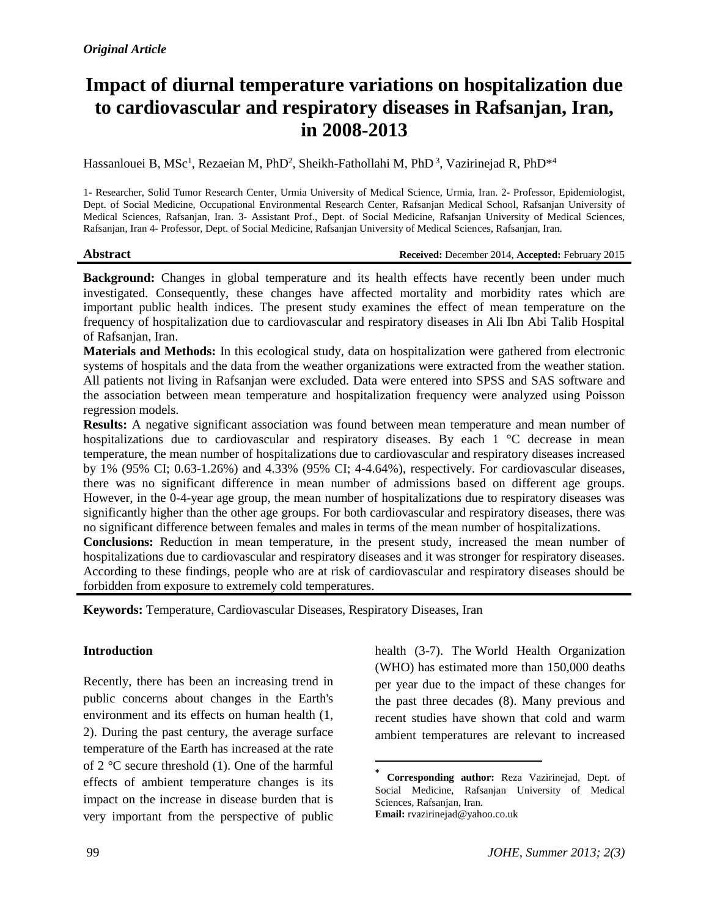*Original Article*

# Impact of diurnal temperature variations on hospitalization due to cardiovascular and respiratory diseases in Rafsanjan, Iran, in 2008-2013

Hassanlouei B, MSc[1], Rezaeian M, PhD[2], Sheikh-Fathollahi M, PhD[3], Vazirinejad R, PhD*[4]

1- Researcher, Solid Tumor Research Center, Urmia University of Medical Science, Urmia, Iran. 2- Professor, Epidemiologist, Dept. of Social Medicine, Occupational Environmental Research Center, Rafsanjan Medical School, Rafsanjan University of Medical Sciences, Rafsanjan, Iran. 3- Assistant Prof., Dept. of Social Medicine, Rafsanjan University of Medical Sciences, Rafsanjan, Iran 4- Professor, Dept. of Social Medicine, Rafsanjan University of Medical Sciences, Rafsanjan, Iran.

## Abstract

**Received:** December 2014, **Accepted:** February 2015

**Background:** Changes in global temperature and its health effects have recently been under much investigated. Consequently, these changes have affected mortality and morbidity rates which are important public health indices. The present study examines the effect of mean temperature on the frequency of hospitalization due to cardiovascular and respiratory diseases in Ali Ibn Abi Talib Hospital of Rafsanjan, Iran.

**Materials and Methods:** In this ecological study, data on hospitalization were gathered from electronic systems of hospitals and the data from the weather organizations were extracted from the weather station. All patients not living in Rafsanjan were excluded. Data were entered into SPSS and SAS software and the association between mean temperature and hospitalization frequency were analyzed using Poisson regression models.

**Results:** A negative significant association was found between mean temperature and mean number of hospitalizations due to cardiovascular and respiratory diseases. By each 1 °C decrease in mean temperature, the mean number of hospitalizations due to cardiovascular and respiratory diseases increased by 1% (95% CI; 0.63-1.26%) and 4.33% (95% CI; 4-4.64%), respectively. For cardiovascular diseases, there was no significant difference in mean number of admissions based on different age groups. However, in the 0-4-year age group, the mean number of hospitalizations due to respiratory diseases was significantly higher than the other age groups. For both cardiovascular and respiratory diseases, there was no significant difference between females and males in terms of the mean number of hospitalizations.

**Conclusions:** Reduction in mean temperature, in the present study, increased the mean number of hospitalizations due to cardiovascular and respiratory diseases and it was stronger for respiratory diseases. According to these findings, people who are at risk of cardiovascular and respiratory diseases should be forbidden from exposure to extremely cold temperatures.

**Keywords:** Temperature, Cardiovascular Diseases, Respiratory Diseases, Iran

## Introduction

Recently, there has been an increasing trend in public concerns about changes in the Earth's environment and its effects on human health (1, 2). During the past century, the average surface temperature of the Earth has increased at the rate of 2 °C secure threshold (1). One of the harmful effects of ambient temperature changes is its impact on the increase in disease burden that is very important from the perspective of public health (3-7). The World Health Organization (WHO) has estimated more than 150,000 deaths per year due to the impact of these changes for the past three decades (8). Many previous and recent studies have shown that cold and warm ambient temperatures are relevant to increased

* **Corresponding author:** Reza Vazirinejad, Dept. of Social Medicine, Rafsanjan University of Medical Sciences, Rafsanjan, Iran.
**Email:** rvazirinejad@yahoo.co.uk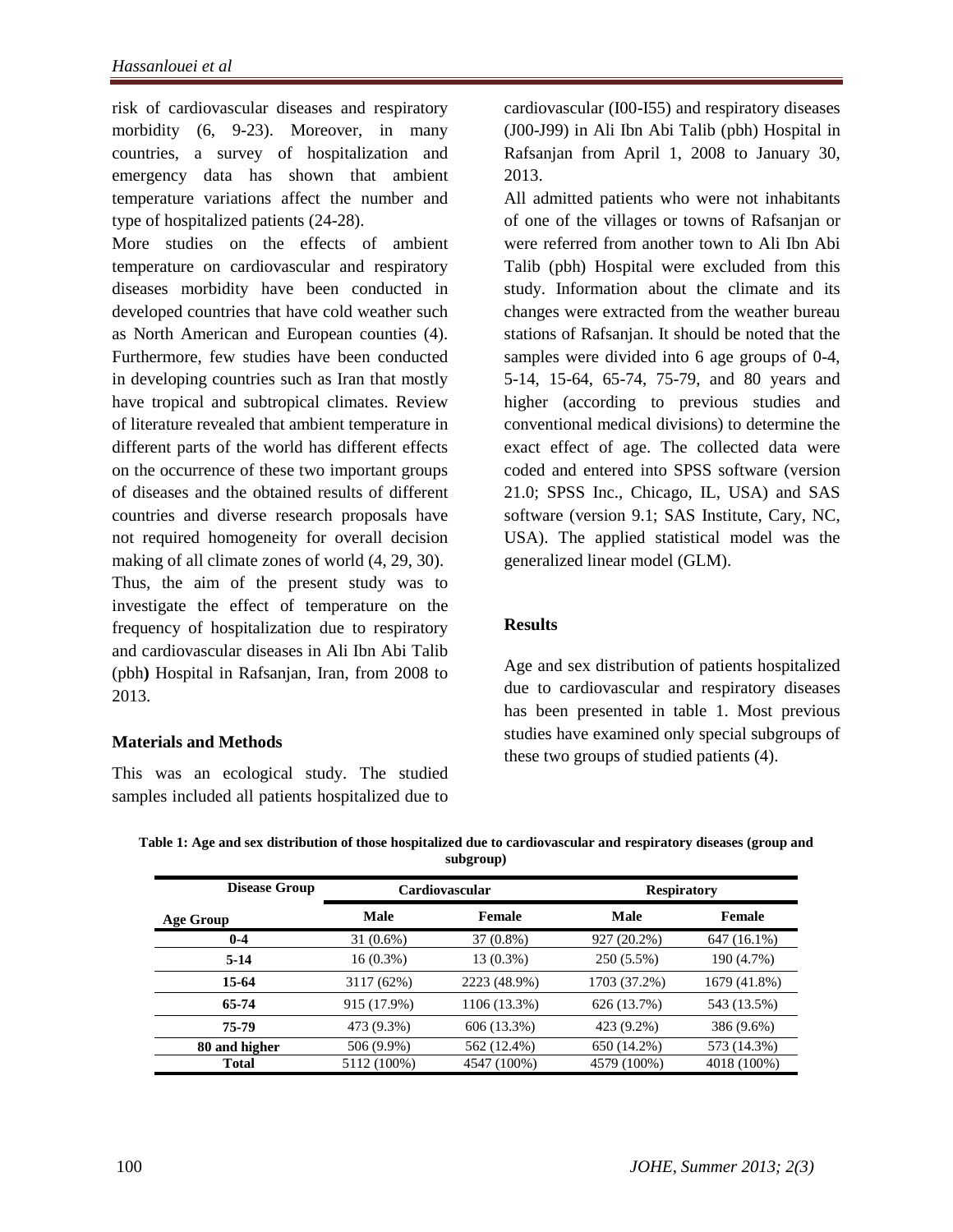risk of cardiovascular diseases and respiratory morbidity (6, 9-23). Moreover, in many countries, a survey of hospitalization and emergency data has shown that ambient temperature variations affect the number and type of hospitalized patients (24-28).

More studies on the effects of ambient temperature on cardiovascular and respiratory diseases morbidity have been conducted in developed countries that have cold weather such as North American and European counties (4). Furthermore, few studies have been conducted in developing countries such as Iran that mostly have tropical and subtropical climates. Review of literature revealed that ambient temperature in different parts of the world has different effects on the occurrence of these two important groups of diseases and the obtained results of different countries and diverse research proposals have not required homogeneity for overall decision making of all climate zones of world (4, 29, 30).

Thus, the aim of the present study was to investigate the effect of temperature on the frequency of hospitalization due to respiratory and cardiovascular diseases in Ali Ibn Abi Talib (pbh**)** Hospital in Rafsanjan, Iran, from 2008 to 2013.

## Materials and Methods

This was an ecological study. The studied samples included all patients hospitalized due to cardiovascular (I00-I55) and respiratory diseases (J00-J99) in Ali Ibn Abi Talib (pbh) Hospital in Rafsanjan from April 1, 2008 to January 30, 2013.

All admitted patients who were not inhabitants of one of the villages or towns of Rafsanjan or were referred from another town to Ali Ibn Abi Talib (pbh) Hospital were excluded from this study. Information about the climate and its changes were extracted from the weather bureau stations of Rafsanjan. It should be noted that the samples were divided into 6 age groups of 0-4, 5-14, 15-64, 65-74, 75-79, and 80 years and higher (according to previous studies and conventional medical divisions) to determine the exact effect of age. The collected data were coded and entered into SPSS software (version 21.0; SPSS Inc., Chicago, IL, USA) and SAS software (version 9.1; SAS Institute, Cary, NC, USA). The applied statistical model was the generalized linear model (GLM).

## Results

Age and sex distribution of patients hospitalized due to cardiovascular and respiratory diseases has been presented in table 1. Most previous studies have examined only special subgroups of these two groups of studied patients (4).

**Table 1: Age and sex distribution of those hospitalized due to cardiovascular and respiratory diseases (group and subgroup)**

| Disease Group | Cardiovascular | | Respiratory | |
|---|---|---|---|---|
| **Age Group** | **Male** | **Female** | **Male** | **Female** |
| **0-4** | 31 (0.6%) | 37 (0.8%) | 927 (20.2%) | 647 (16.1%) |
| **5-14** | 16 (0.3%) | 13 (0.3%) | 250 (5.5%) | 190 (4.7%) |
| **15-64** | 3117 (62%) | 2223 (48.9%) | 1703 (37.2%) | 1679 (41.8%) |
| **65-74** | 915 (17.9%) | 1106 (13.3%) | 626 (13.7%) | 543 (13.5%) |
| **75-79** | 473 (9.3%) | 606 (13.3%) | 423 (9.2%) | 386 (9.6%) |
| **80 and higher** | 506 (9.9%) | 562 (12.4%) | 650 (14.2%) | 573 (14.3%) |
| **Total** | 5112 (100%) | 4547 (100%) | 4579 (100%) | 4018 (100%) |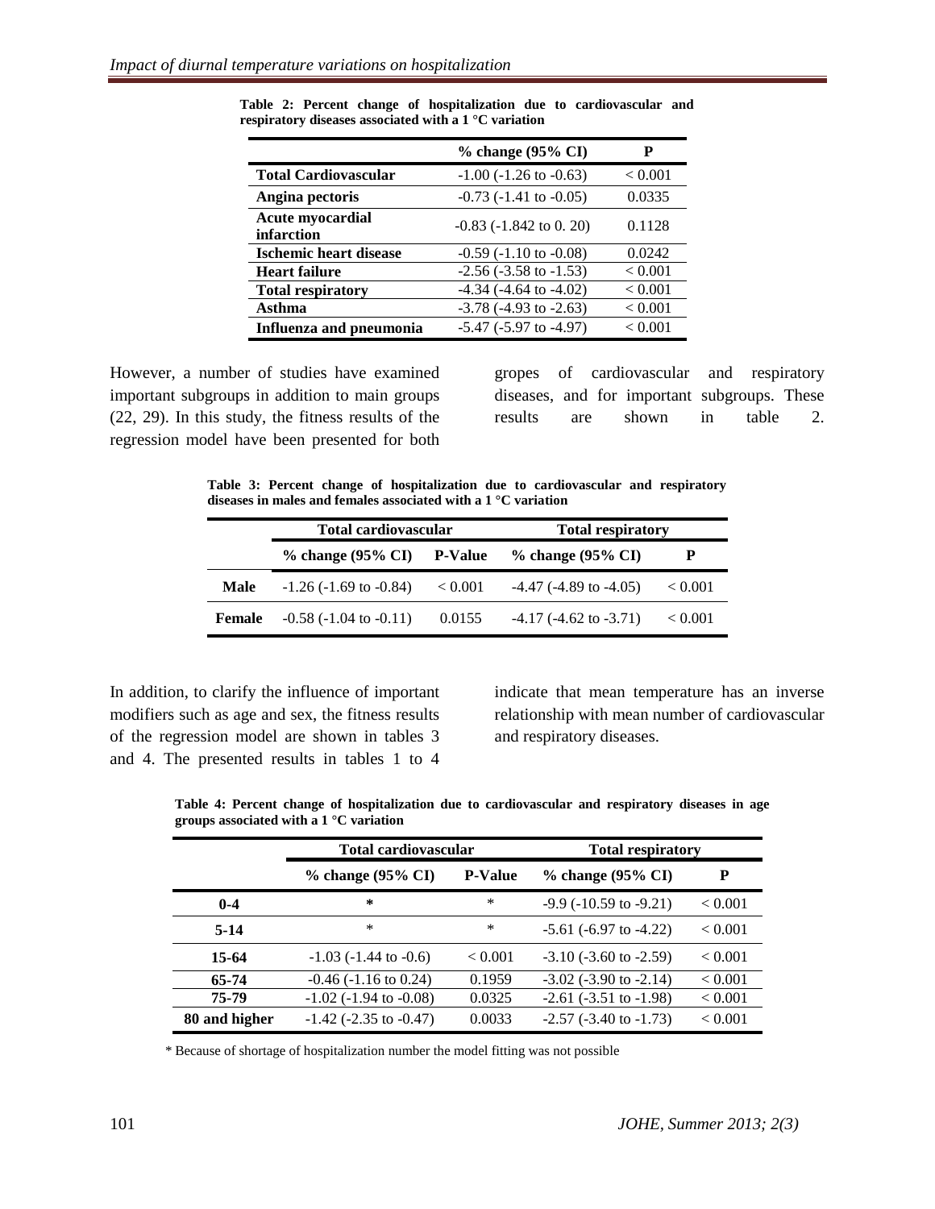**Table 2: Percent change of hospitalization due to cardiovascular and respiratory diseases associated with a 1 °C variation**

| | % change (95% CI) | P |
|---|---|---|
| **Total Cardiovascular** | -1.00 (-1.26 to -0.63) | < 0.001 |
| **Angina pectoris** | -0.73 (-1.41 to -0.05) | 0.0335 |
| **Acute myocardial infarction** | -0.83 (-1.842 to 0. 20) | 0.1128 |
| **Ischemic heart disease** | -0.59 (-1.10 to -0.08) | 0.0242 |
| **Heart failure** | -2.56 (-3.58 to -1.53) | < 0.001 |
| **Total respiratory** | -4.34 (-4.64 to -4.02) | < 0.001 |
| **Asthma** | -3.78 (-4.93 to -2.63) | < 0.001 |
| **Influenza and pneumonia** | -5.47 (-5.97 to -4.97) | < 0.001 |

However, a number of studies have examined important subgroups in addition to main groups (22, 29). In this study, the fitness results of the regression model have been presented for both gropes of cardiovascular and respiratory diseases, and for important subgroups. These results are shown in table 2.

**Table 3: Percent change of hospitalization due to cardiovascular and respiratory diseases in males and females associated with a 1 °C variation**

| | Total cardiovascular | | Total respiratory | |
|---|---|---|---|---|
| | % change (95% CI) | P-Value | % change (95% CI) | P |
| **Male** | -1.26 (-1.69 to -0.84) | < 0.001 | -4.47 (-4.89 to -4.05) | < 0.001 |
| **Female** | -0.58 (-1.04 to -0.11) | 0.0155 | -4.17 (-4.62 to -3.71) | < 0.001 |

In addition, to clarify the influence of important modifiers such as age and sex, the fitness results of the regression model are shown in tables 3 and 4. The presented results in tables 1 to 4 indicate that mean temperature has an inverse relationship with mean number of cardiovascular and respiratory diseases.

**Table 4: Percent change of hospitalization due to cardiovascular and respiratory diseases in age groups associated with a 1 °C variation**

| | Total cardiovascular | | Total respiratory | |
|---|---|---|---|---|
| | % change (95% CI) | P-Value | % change (95% CI) | P |
| **0-4** | * | * | -9.9 (-10.59 to -9.21) | < 0.001 |
| **5-14** | * | * | -5.61 (-6.97 to -4.22) | < 0.001 |
| **15-64** | -1.03 (-1.44 to -0.6) | < 0.001 | -3.10 (-3.60 to -2.59) | < 0.001 |
| **65-74** | -0.46 (-1.16 to 0.24) | 0.1959 | -3.02 (-3.90 to -2.14) | < 0.001 |
| **75-79** | -1.02 (-1.94 to -0.08) | 0.0325 | -2.61 (-3.51 to -1.98) | < 0.001 |
| **80 and higher** | -1.42 (-2.35 to -0.47) | 0.0033 | -2.57 (-3.40 to -1.73) | < 0.001 |

* Because of shortage of hospitalization number the model fitting was not possible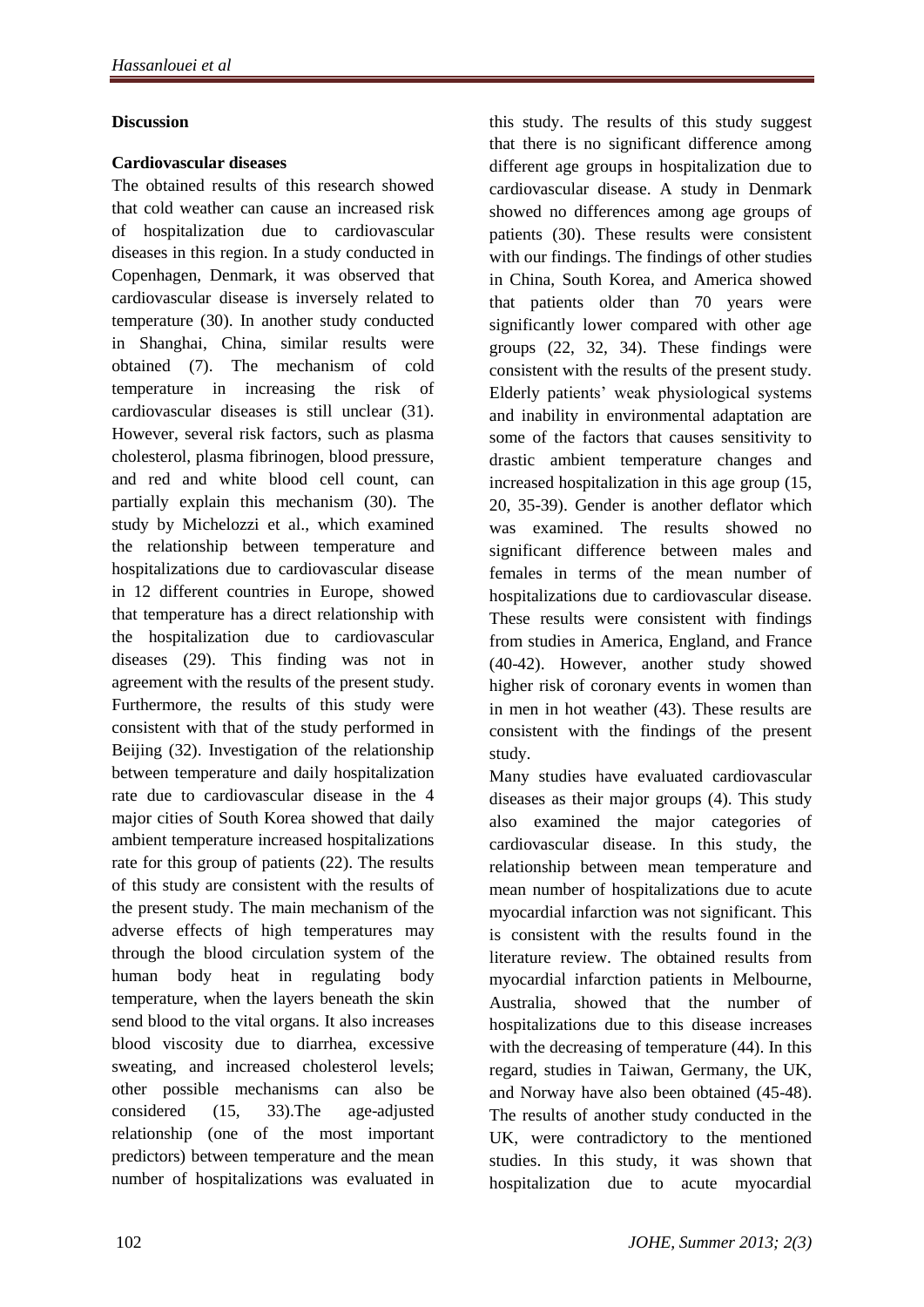## Discussion

### Cardiovascular diseases

The obtained results of this research showed that cold weather can cause an increased risk of hospitalization due to cardiovascular diseases in this region. In a study conducted in Copenhagen, Denmark, it was observed that cardiovascular disease is inversely related to temperature (30). In another study conducted in Shanghai, China, similar results were obtained (7). The mechanism of cold temperature in increasing the risk of cardiovascular diseases is still unclear (31). However, several risk factors, such as plasma cholesterol, plasma fibrinogen, blood pressure, and red and white blood cell count, can partially explain this mechanism (30). The study by Michelozzi et al., which examined the relationship between temperature and hospitalizations due to cardiovascular disease in 12 different countries in Europe, showed that temperature has a direct relationship with the hospitalization due to cardiovascular diseases (29). This finding was not in agreement with the results of the present study. Furthermore, the results of this study were consistent with that of the study performed in Beijing (32). Investigation of the relationship between temperature and daily hospitalization rate due to cardiovascular disease in the 4 major cities of South Korea showed that daily ambient temperature increased hospitalizations rate for this group of patients (22). The results of this study are consistent with the results of the present study. The main mechanism of the adverse effects of high temperatures may through the blood circulation system of the human body heat in regulating body temperature, when the layers beneath the skin send blood to the vital organs. It also increases blood viscosity due to diarrhea, excessive sweating, and increased cholesterol levels; other possible mechanisms can also be considered (15, 33).The age-adjusted relationship (one of the most important predictors) between temperature and the mean number of hospitalizations was evaluated in this study. The results of this study suggest that there is no significant difference among different age groups in hospitalization due to cardiovascular disease. A study in Denmark showed no differences among age groups of patients (30). These results were consistent with our findings. The findings of other studies in China, South Korea, and America showed that patients older than 70 years were significantly lower compared with other age groups (22, 32, 34). These findings were consistent with the results of the present study. Elderly patients' weak physiological systems and inability in environmental adaptation are some of the factors that causes sensitivity to drastic ambient temperature changes and increased hospitalization in this age group (15, 20, 35-39). Gender is another deflator which was examined. The results showed no significant difference between males and females in terms of the mean number of hospitalizations due to cardiovascular disease. These results were consistent with findings from studies in America, England, and France (40-42). However, another study showed higher risk of coronary events in women than in men in hot weather (43). These results are consistent with the findings of the present study.

Many studies have evaluated cardiovascular diseases as their major groups (4). This study also examined the major categories of cardiovascular disease. In this study, the relationship between mean temperature and mean number of hospitalizations due to acute myocardial infarction was not significant. This is consistent with the results found in the literature review. The obtained results from myocardial infarction patients in Melbourne, Australia, showed that the number of hospitalizations due to this disease increases with the decreasing of temperature (44). In this regard, studies in Taiwan, Germany, the UK, and Norway have also been obtained (45-48). The results of another study conducted in the UK, were contradictory to the mentioned studies. In this study, it was shown that hospitalization due to acute myocardial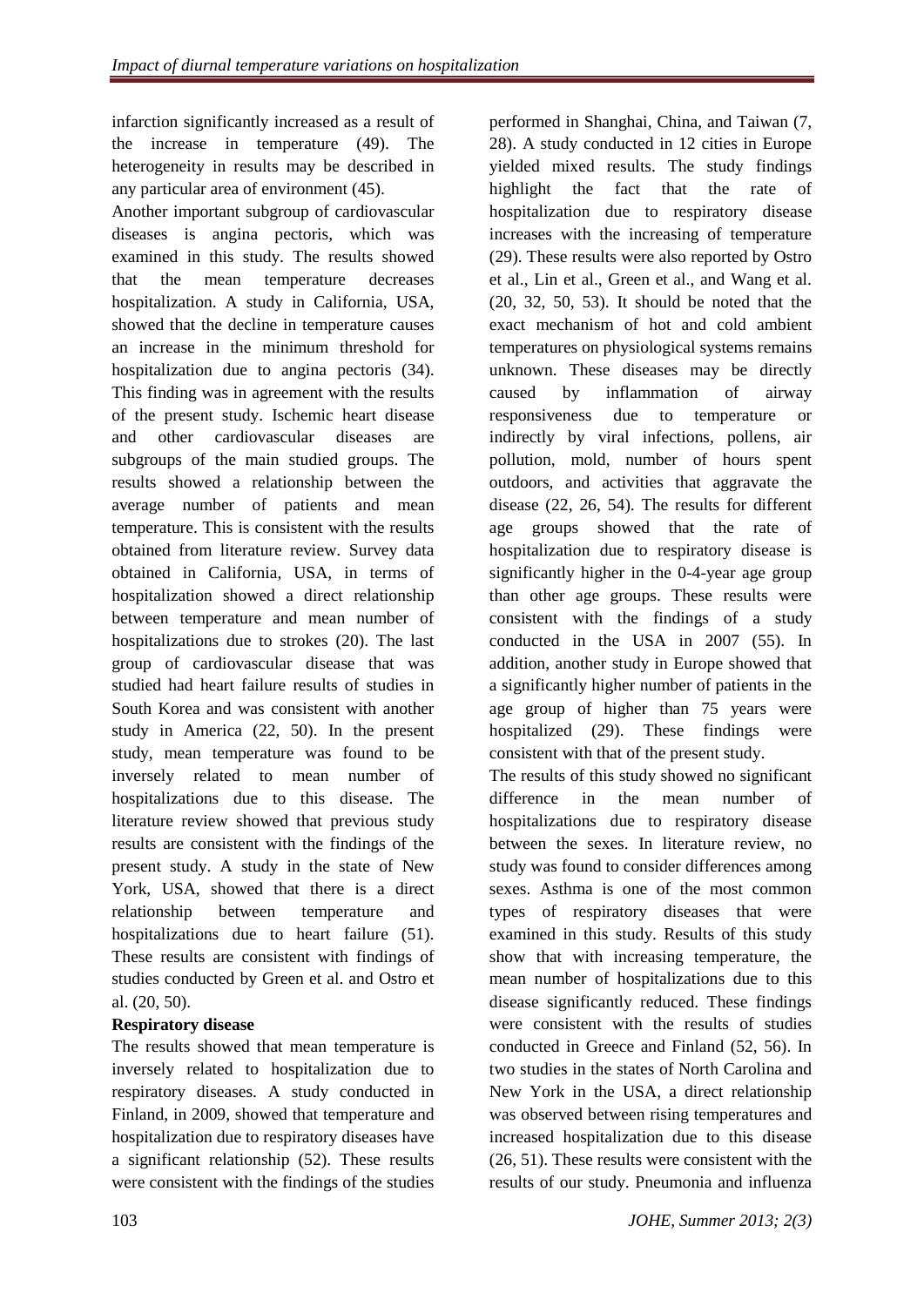infarction significantly increased as a result of the increase in temperature (49). The heterogeneity in results may be described in any particular area of environment (45).

Another important subgroup of cardiovascular diseases is angina pectoris, which was examined in this study. The results showed that the mean temperature decreases hospitalization. A study in California, USA, showed that the decline in temperature causes an increase in the minimum threshold for hospitalization due to angina pectoris (34). This finding was in agreement with the results of the present study. Ischemic heart disease and other cardiovascular diseases are subgroups of the main studied groups. The results showed a relationship between the average number of patients and mean temperature. This is consistent with the results obtained from literature review. Survey data obtained in California, USA, in terms of hospitalization showed a direct relationship between temperature and mean number of hospitalizations due to strokes (20). The last group of cardiovascular disease that was studied had heart failure results of studies in South Korea and was consistent with another study in America (22, 50). In the present study, mean temperature was found to be inversely related to mean number of hospitalizations due to this disease. The literature review showed that previous study results are consistent with the findings of the present study. A study in the state of New York, USA, showed that there is a direct relationship between temperature and hospitalizations due to heart failure (51). These results are consistent with findings of studies conducted by Green et al. and Ostro et al. (20, 50).

**Respiratory disease**

The results showed that mean temperature is inversely related to hospitalization due to respiratory diseases. A study conducted in Finland, in 2009, showed that temperature and hospitalization due to respiratory diseases have a significant relationship (52). These results were consistent with the findings of the studies performed in Shanghai, China, and Taiwan (7, 28). A study conducted in 12 cities in Europe yielded mixed results. The study findings highlight the fact that the rate of hospitalization due to respiratory disease increases with the increasing of temperature (29). These results were also reported by Ostro et al., Lin et al., Green et al., and Wang et al. (20, 32, 50, 53). It should be noted that the exact mechanism of hot and cold ambient temperatures on physiological systems remains unknown. These diseases may be directly caused by inflammation of airway responsiveness due to temperature or indirectly by viral infections, pollens, air pollution, mold, number of hours spent outdoors, and activities that aggravate the disease (22, 26, 54). The results for different age groups showed that the rate of hospitalization due to respiratory disease is significantly higher in the 0-4-year age group than other age groups. These results were consistent with the findings of a study conducted in the USA in 2007 (55). In addition, another study in Europe showed that a significantly higher number of patients in the age group of higher than 75 years were hospitalized (29). These findings were consistent with that of the present study.

The results of this study showed no significant difference in the mean number of hospitalizations due to respiratory disease between the sexes. In literature review, no study was found to consider differences among sexes. Asthma is one of the most common types of respiratory diseases that were examined in this study. Results of this study show that with increasing temperature, the mean number of hospitalizations due to this disease significantly reduced. These findings were consistent with the results of studies conducted in Greece and Finland (52, 56). In two studies in the states of North Carolina and New York in the USA, a direct relationship was observed between rising temperatures and increased hospitalization due to this disease (26, 51). These results were consistent with the results of our study. Pneumonia and influenza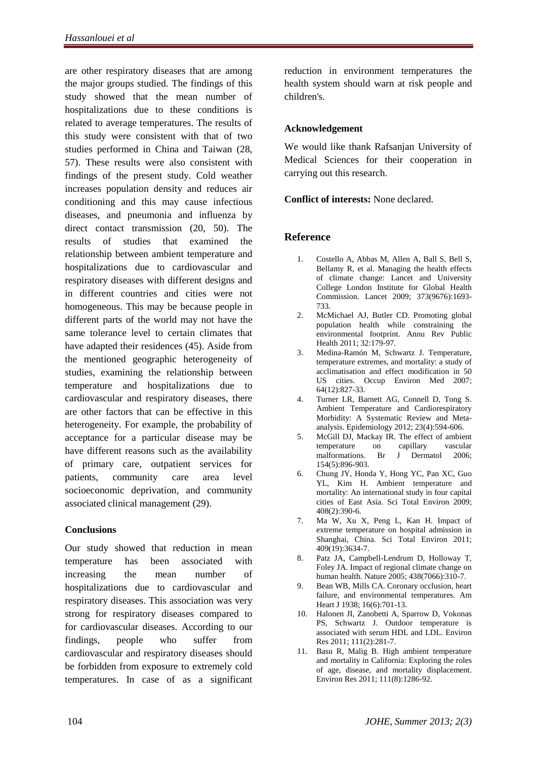are other respiratory diseases that are among the major groups studied. The findings of this study showed that the mean number of hospitalizations due to these conditions is related to average temperatures. The results of this study were consistent with that of two studies performed in China and Taiwan (28, 57). These results were also consistent with findings of the present study. Cold weather increases population density and reduces air conditioning and this may cause infectious diseases, and pneumonia and influenza by direct contact transmission (20, 50). The results of studies that examined the relationship between ambient temperature and hospitalizations due to cardiovascular and respiratory diseases with different designs and in different countries and cities were not homogeneous. This may be because people in different parts of the world may not have the same tolerance level to certain climates that have adapted their residences (45). Aside from the mentioned geographic heterogeneity of studies, examining the relationship between temperature and hospitalizations due to cardiovascular and respiratory diseases, there are other factors that can be effective in this heterogeneity. For example, the probability of acceptance for a particular disease may be have different reasons such as the availability of primary care, outpatient services for patients, community care area level socioeconomic deprivation, and community associated clinical management (29).

## Conclusions

Our study showed that reduction in mean temperature has been associated with increasing the mean number of hospitalizations due to cardiovascular and respiratory diseases. This association was very strong for respiratory diseases compared to for cardiovascular diseases. According to our findings, people who suffer from cardiovascular and respiratory diseases should be forbidden from exposure to extremely cold temperatures. In case of as a significant reduction in environment temperatures the health system should warn at risk people and children's.

## Acknowledgement

We would like thank Rafsanjan University of Medical Sciences for their cooperation in carrying out this research.

**Conflict of interests:** None declared.

## Reference

1. Costello A, Abbas M, Allen A, Ball S, Bell S, Bellamy R, et al. Managing the health effects of climate change: Lancet and University College London Institute for Global Health Commission. Lancet 2009; 373(9676):1693-733.
2. McMichael AJ, Butler CD. Promoting global population health while constraining the environmental footprint. Annu Rev Public Health 2011; 32:179-97.
3. Medina-Ramón M, Schwartz J. Temperature, temperature extremes, and mortality: a study of acclimatisation and effect modification in 50 US cities. Occup Environ Med 2007; 64(12):827-33.
4. Turner LR, Barnett AG, Connell D, Tong S. Ambient Temperature and Cardiorespiratory Morbidity: A Systematic Review and Meta-analysis. Epidemiology 2012; 23(4):594-606.
5. McGill DJ, Mackay IR. The effect of ambient temperature on capillary vascular malformations. Br J Dermatol 2006; 154(5):896-903.
6. Chung JY, Honda Y, Hong YC, Pan XC, Guo YL, Kim H. Ambient temperature and mortality: An international study in four capital cities of East Asia. Sci Total Environ 2009; 408(2):390-6.
7. Ma W, Xu X, Peng L, Kan H. Impact of extreme temperature on hospital admission in Shanghai, China. Sci Total Environ 2011; 409(19):3634-7.
8. Patz JA, Campbell-Lendrum D, Holloway T, Foley JA. Impact of regional climate change on human health. Nature 2005; 438(7066):310-7.
9. Bean WB, Mills CA. Coronary occlusion, heart failure, and environmental temperatures. Am Heart J 1938; 16(6):701-13.
10. Halonen JI, Zanobetti A, Sparrow D, Vokonas PS, Schwartz J. Outdoor temperature is associated with serum HDL and LDL. Environ Res 2011; 111(2):281-7.
11. Basu R, Malig B. High ambient temperature and mortality in California: Exploring the roles of age, disease, and mortality displacement. Environ Res 2011; 111(8):1286-92.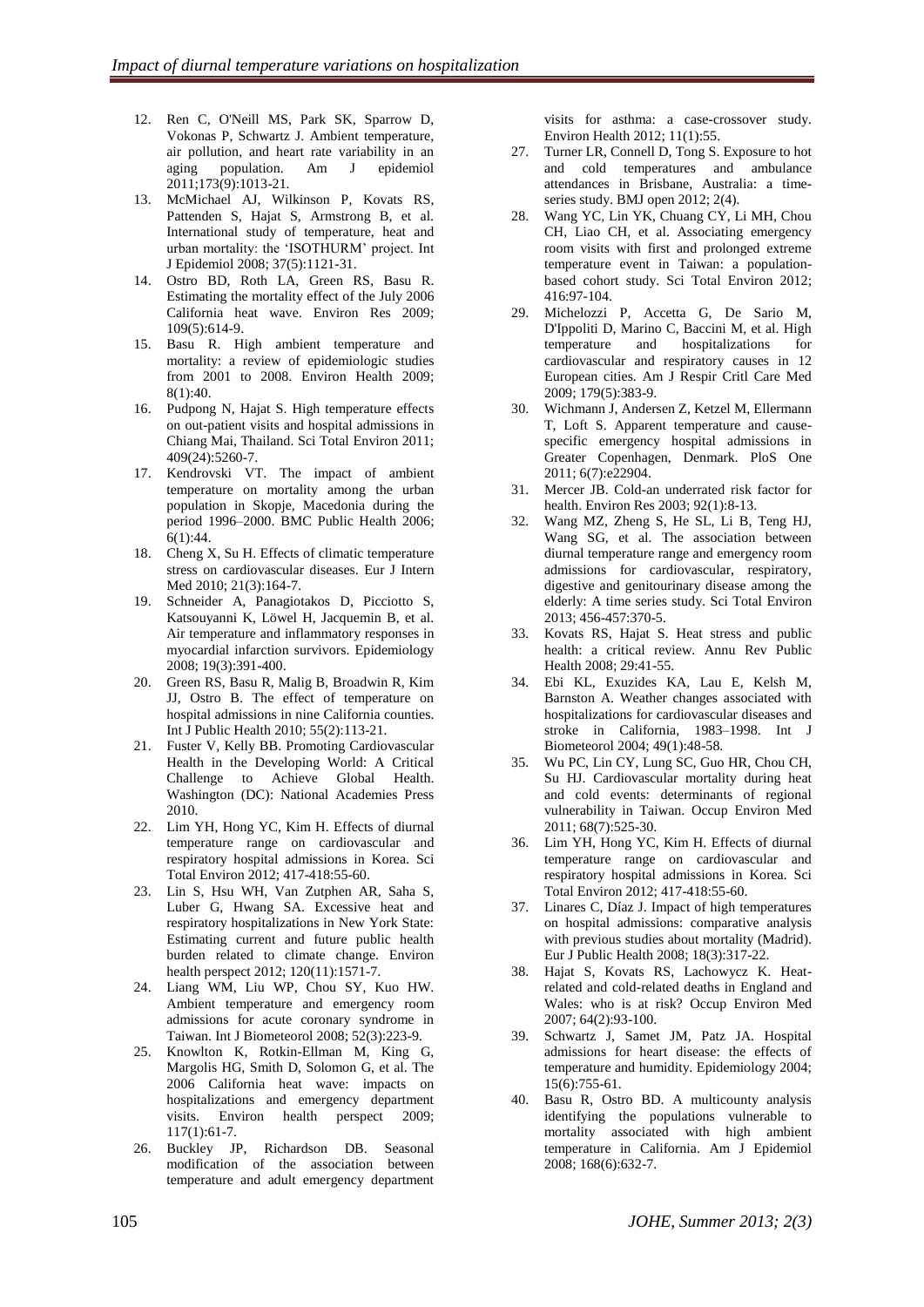12. Ren C, O'Neill MS, Park SK, Sparrow D, Vokonas P, Schwartz J. Ambient temperature, air pollution, and heart rate variability in an aging population. Am J epidemiol 2011;173(9):1013-21.
13. McMichael AJ, Wilkinson P, Kovats RS, Pattenden S, Hajat S, Armstrong B, et al. International study of temperature, heat and urban mortality: the 'ISOTHURM' project. Int J Epidemiol 2008; 37(5):1121-31.
14. Ostro BD, Roth LA, Green RS, Basu R. Estimating the mortality effect of the July 2006 California heat wave. Environ Res 2009; 109(5):614-9.
15. Basu R. High ambient temperature and mortality: a review of epidemiologic studies from 2001 to 2008. Environ Health 2009; 8(1):40.
16. Pudpong N, Hajat S. High temperature effects on out-patient visits and hospital admissions in Chiang Mai, Thailand. Sci Total Environ 2011; 409(24):5260-7.
17. Kendrovski VT. The impact of ambient temperature on mortality among the urban population in Skopje, Macedonia during the period 1996–2000. BMC Public Health 2006; 6(1):44.
18. Cheng X, Su H. Effects of climatic temperature stress on cardiovascular diseases. Eur J Intern Med 2010; 21(3):164-7.
19. Schneider A, Panagiotakos D, Picciotto S, Katsouyanni K, Löwel H, Jacquemin B, et al. Air temperature and inflammatory responses in myocardial infarction survivors. Epidemiology 2008; 19(3):391-400.
20. Green RS, Basu R, Malig B, Broadwin R, Kim JJ, Ostro B. The effect of temperature on hospital admissions in nine California counties. Int J Public Health 2010; 55(2):113-21.
21. Fuster V, Kelly BB. Promoting Cardiovascular Health in the Developing World: A Critical Challenge to Achieve Global Health. Washington (DC): National Academies Press 2010.
22. Lim YH, Hong YC, Kim H. Effects of diurnal temperature range on cardiovascular and respiratory hospital admissions in Korea. Sci Total Environ 2012; 417-418:55-60.
23. Lin S, Hsu WH, Van Zutphen AR, Saha S, Luber G, Hwang SA. Excessive heat and respiratory hospitalizations in New York State: Estimating current and future public health burden related to climate change. Environ health perspect 2012; 120(11):1571-7.
24. Liang WM, Liu WP, Chou SY, Kuo HW. Ambient temperature and emergency room admissions for acute coronary syndrome in Taiwan. Int J Biometeorol 2008; 52(3):223-9.
25. Knowlton K, Rotkin-Ellman M, King G, Margolis HG, Smith D, Solomon G, et al. The 2006 California heat wave: impacts on hospitalizations and emergency department visits. Environ health perspect 2009; 117(1):61-7.
26. Buckley JP, Richardson DB. Seasonal modification of the association between temperature and adult emergency department visits for asthma: a case-crossover study. Environ Health 2012; 11(1):55.
27. Turner LR, Connell D, Tong S. Exposure to hot and cold temperatures and ambulance attendances in Brisbane, Australia: a time-series study. BMJ open 2012; 2(4).
28. Wang YC, Lin YK, Chuang CY, Li MH, Chou CH, Liao CH, et al. Associating emergency room visits with first and prolonged extreme temperature event in Taiwan: a population-based cohort study. Sci Total Environ 2012; 416:97-104.
29. Michelozzi P, Accetta G, De Sario M, D'Ippoliti D, Marino C, Baccini M, et al. High temperature and hospitalizations for cardiovascular and respiratory causes in 12 European cities. Am J Respir Critl Care Med 2009; 179(5):383-9.
30. Wichmann J, Andersen Z, Ketzel M, Ellermann T, Loft S. Apparent temperature and cause-specific emergency hospital admissions in Greater Copenhagen, Denmark. PloS One 2011; 6(7):e22904.
31. Mercer JB. Cold-an underrated risk factor for health. Environ Res 2003; 92(1):8-13.
32. Wang MZ, Zheng S, He SL, Li B, Teng HJ, Wang SG, et al. The association between diurnal temperature range and emergency room admissions for cardiovascular, respiratory, digestive and genitourinary disease among the elderly: A time series study. Sci Total Environ 2013; 456-457:370-5.
33. Kovats RS, Hajat S. Heat stress and public health: a critical review. Annu Rev Public Health 2008; 29:41-55.
34. Ebi KL, Exuzides KA, Lau E, Kelsh M, Barnston A. Weather changes associated with hospitalizations for cardiovascular diseases and stroke in California, 1983–1998. Int J Biometeorol 2004; 49(1):48-58.
35. Wu PC, Lin CY, Lung SC, Guo HR, Chou CH, Su HJ. Cardiovascular mortality during heat and cold events: determinants of regional vulnerability in Taiwan. Occup Environ Med 2011; 68(7):525-30.
36. Lim YH, Hong YC, Kim H. Effects of diurnal temperature range on cardiovascular and respiratory hospital admissions in Korea. Sci Total Environ 2012; 417-418:55-60.
37. Linares C, Díaz J. Impact of high temperatures on hospital admissions: comparative analysis with previous studies about mortality (Madrid). Eur J Public Health 2008; 18(3):317-22.
38. Hajat S, Kovats RS, Lachowycz K. Heat-related and cold-related deaths in England and Wales: who is at risk? Occup Environ Med 2007; 64(2):93-100.
39. Schwartz J, Samet JM, Patz JA. Hospital admissions for heart disease: the effects of temperature and humidity. Epidemiology 2004; 15(6):755-61.
40. Basu R, Ostro BD. A multicounty analysis identifying the populations vulnerable to mortality associated with high ambient temperature in California. Am J Epidemiol 2008; 168(6):632-7.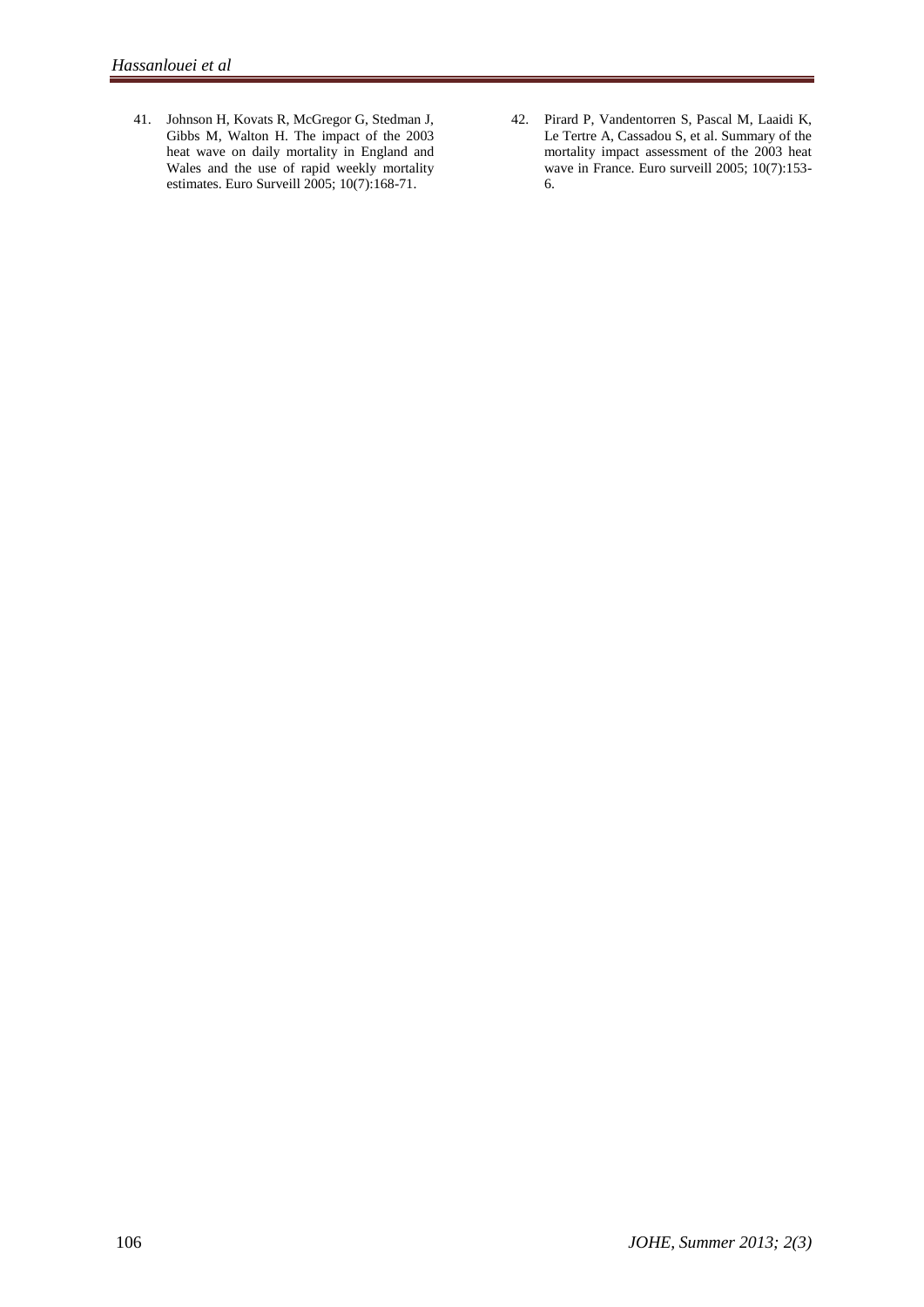41. Johnson H, Kovats R, McGregor G, Stedman J, Gibbs M, Walton H. The impact of the 2003 heat wave on daily mortality in England and Wales and the use of rapid weekly mortality estimates. Euro Surveill 2005; 10(7):168-71.
42. Pirard P, Vandentorren S, Pascal M, Laaidi K, Le Tertre A, Cassadou S, et al. Summary of the mortality impact assessment of the 2003 heat wave in France. Euro surveill 2005; 10(7):153-6.